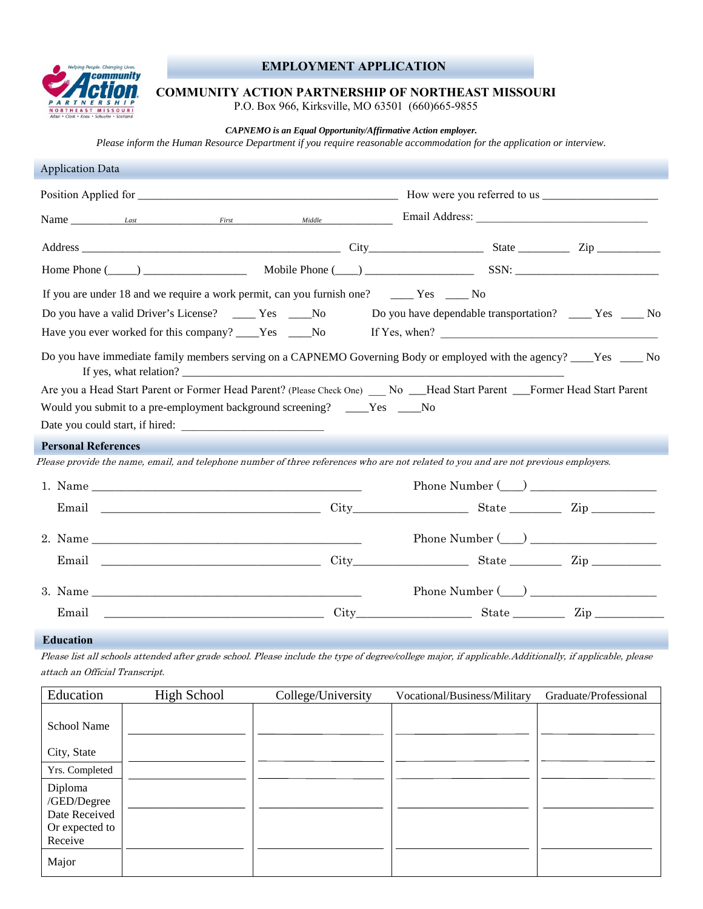# EMPLOYMENT APPLICATION

## COMMUNITY ACTION PARTNERSHIP OF NORTHEAST MISSOURI

P.O. Box 966, Kirksville, MO 63501 (660)665-9855

***CAPNEMO is an Equal Opportunity/Affirmative Action employer.***

*Please inform the Human Resource Department if you require reasonable accommodation for the application or interview.*

### Application Data

Position Applied for ______________________________________________ How were you referred to us ____________________

Name ________ Last ________________ First ______________ Middle ______________ Email Address: ______________________________

Address ______________________________________________ City___________________ State ________ Zip ___________

Home Phone (_____) __________________ Mobile Phone (____) ___________________ SSN: _________________________

If you are under 18 and we require a work permit, can you furnish one? ____ Yes ____ No

Do you have a valid Driver's License? ____ Yes ____No  Do you have dependable transportation? ____ Yes ____ No

Have you ever worked for this company? ____Yes ____No  If Yes, when? ____________________________________

Do you have immediate family members serving on a CAPNEMO Governing Body or employed with the agency? ____Yes ____ No
If yes, what relation? ____________________________________________________________________

Are you a Head Start Parent or Former Head Parent? (Please Check One) ___ No ___Head Start Parent ___Former Head Start Parent

Would you submit to a pre-employment background screening? ____Yes ____No

Date you could start, if hired: ________________________

### Personal References

*Please provide the name, email, and telephone number of three references who are not related to you and are not previous employers.*

1. Name ______________________________________________ Phone Number (___) ____________________
   Email ____________________________________ City__________________ State ________ Zip __________

2. Name ______________________________________________ Phone Number (___) ____________________
   Email ____________________________________ City__________________ State ________ Zip ___________

3. Name ______________________________________________ Phone Number (___) ____________________
   Email ____________________________________ City__________________ State ________ Zip ___________

### Education

*Please list all schools attended after grade school. Please include the type of degree/college major, if applicable. Additionally, if applicable, please attach an Official Transcript.*

| Education | High School | College/University | Vocational/Business/Military | Graduate/Professional |
|---|---|---|---|---|
| School Name | | | | |
| City, State | | | | |
| Yrs. Completed | | | | |
| Diploma /GED/Degree Date Received Or expected to Receive | | | | |
| Major | | | | |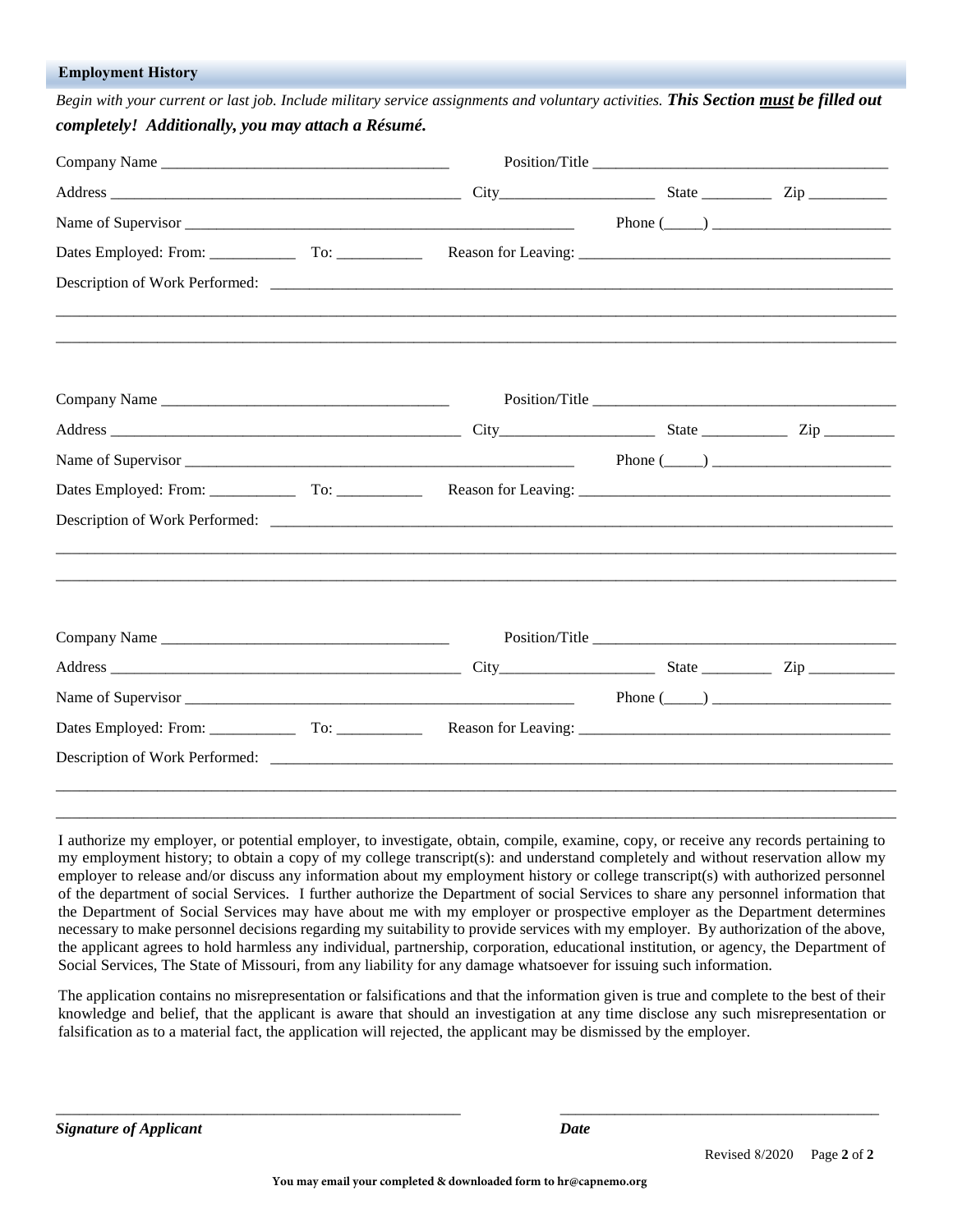## Employment History

*Begin with your current or last job. Include military service assignments and voluntary activities.* ***This Section must be filled out completely! Additionally, you may attach a Résumé.***

Company Name ____________________________________ Position/Title ____________________________________

Address ______________________________________________ City____________________ State _________ Zip __________

Name of Supervisor ____________________________________________________ Phone (_____) _______________________

Dates Employed: From: ___________ To: ___________ Reason for Leaving: ________________________________________

Description of Work Performed: ____________________________________________________________________________

___________________________________________________________________________________________________________

___________________________________________________________________________________________________________

Company Name ____________________________________ Position/Title ____________________________________

Address ______________________________________________ City____________________ State ___________ Zip _________

Name of Supervisor ____________________________________________________ Phone (_____) _______________________

Dates Employed: From: ___________ To: ___________ Reason for Leaving: ________________________________________

Description of Work Performed: ____________________________________________________________________________

___________________________________________________________________________________________________________

___________________________________________________________________________________________________________

Company Name ____________________________________ Position/Title ____________________________________

Address ______________________________________________ City____________________ State _________ Zip ___________

Name of Supervisor ____________________________________________________ Phone (_____) _______________________

Dates Employed: From: ___________ To: ___________ Reason for Leaving: ________________________________________

Description of Work Performed: ____________________________________________________________________________

___________________________________________________________________________________________________________

___________________________________________________________________________________________________________

I authorize my employer, or potential employer, to investigate, obtain, compile, examine, copy, or receive any records pertaining to my employment history; to obtain a copy of my college transcript(s): and understand completely and without reservation allow my employer to release and/or discuss any information about my employment history or college transcript(s) with authorized personnel of the department of social Services. I further authorize the Department of social Services to share any personnel information that the Department of Social Services may have about me with my employer or prospective employer as the Department determines necessary to make personnel decisions regarding my suitability to provide services with my employer. By authorization of the above, the applicant agrees to hold harmless any individual, partnership, corporation, educational institution, or agency, the Department of Social Services, The State of Missouri, from any liability for any damage whatsoever for issuing such information.

The application contains no misrepresentation or falsifications and that the information given is true and complete to the best of their knowledge and belief, that the applicant is aware that should an investigation at any time disclose any such misrepresentation or falsification as to a material fact, the application will rejected, the applicant may be dismissed by the employer.

_____________________________________________________ ___________________________________________

***Signature of Applicant*** ***Date***

Revised 8/2020

**You may email your completed & downloaded form to hr@capnemo.org**